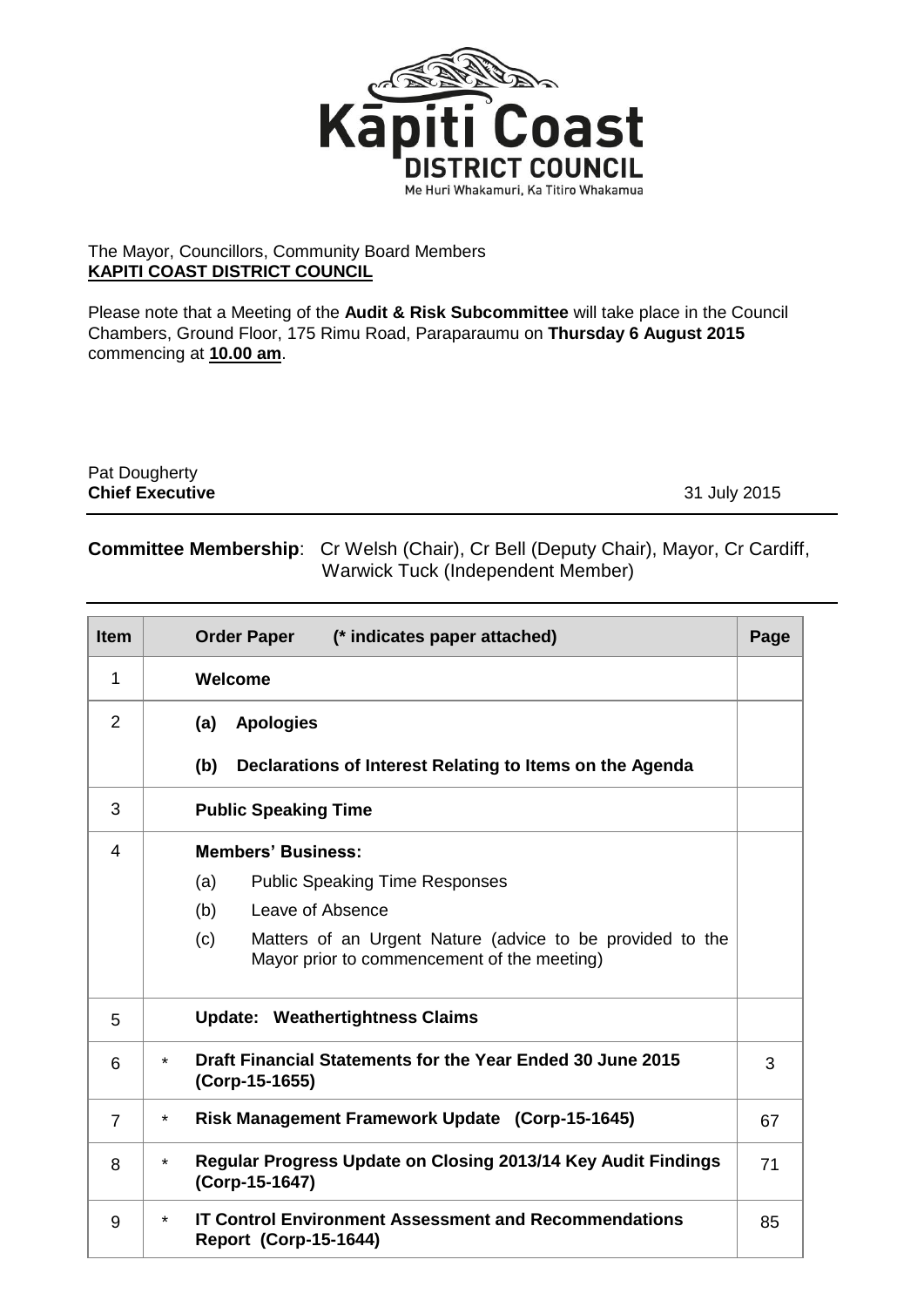# Kāpiti Coast DISTRICT COUNCIL

Me Huri Whakamuri, Ka Titiro Whakamua

The Mayor, Councillors, Community Board Members
**KAPITI COAST DISTRICT COUNCIL**

Please note that a Meeting of the **Audit & Risk Subcommittee** will take place in the Council Chambers, Ground Floor, 175 Rimu Road, Paraparaumu on **Thursday 6 August 2015** commencing at **10.00 am**.

Pat Dougherty
**Chief Executive** 31 July 2015

**Committee Membership**: Cr Welsh (Chair), Cr Bell (Deputy Chair), Mayor, Cr Cardiff, Warwick Tuck (Independent Member)

| Item | | Order Paper (* indicates paper attached) | Page |
|---|---|---|---|
| 1 | | **Welcome** | |
| 2 | | **(a) Apologies**<br>**(b) Declarations of Interest Relating to Items on the Agenda** | |
| 3 | | **Public Speaking Time** | |
| 4 | | **Members' Business:**<br>(a) Public Speaking Time Responses<br>(b) Leave of Absence<br>(c) Matters of an Urgent Nature (advice to be provided to the Mayor prior to commencement of the meeting) | |
| 5 | | **Update: Weathertightness Claims** | |
| 6 | * | **Draft Financial Statements for the Year Ended 30 June 2015 (Corp-15-1655)** | 3 |
| 7 | * | **Risk Management Framework Update (Corp-15-1645)** | 67 |
| 8 | * | **Regular Progress Update on Closing 2013/14 Key Audit Findings (Corp-15-1647)** | 71 |
| 9 | * | **IT Control Environment Assessment and Recommendations Report (Corp-15-1644)** | 85 |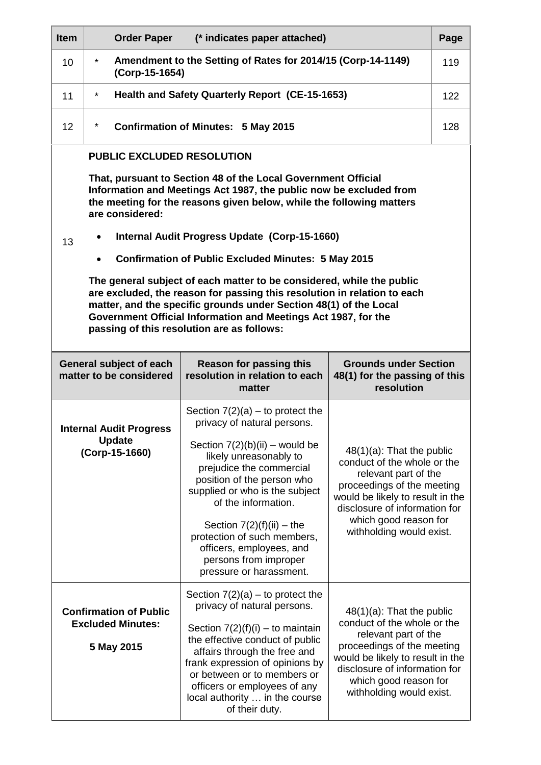| Item | Order Paper (* indicates paper attached) | Page |
| --- | --- | --- |
| 10 | * **Amendment to the Setting of Rates for 2014/15 (Corp-14-1149) (Corp-15-1654)** | 119 |
| 11 | * **Health and Safety Quarterly Report (CE-15-1653)** | 122 |
| 12 | * **Confirmation of Minutes: 5 May 2015** | 128 |
| 13 | **PUBLIC EXCLUDED RESOLUTION**<br><br>**That, pursuant to Section 48 of the Local Government Official Information and Meetings Act 1987, the public now be excluded from the meeting for the reasons given below, while the following matters are considered:**<br><br>• **Internal Audit Progress Update (Corp-15-1660)**<br>• **Confirmation of Public Excluded Minutes: 5 May 2015**<br><br>**The general subject of each matter to be considered, while the public are excluded, the reason for passing this resolution in relation to each matter, and the specific grounds under Section 48(1) of the Local Government Official Information and Meetings Act 1987, for the passing of this resolution are as follows:** | |

| General subject of each matter to be considered | Reason for passing this resolution in relation to each matter | Grounds under Section 48(1) for the passing of this resolution |
| --- | --- | --- |
| **Internal Audit Progress Update (Corp-15-1660)** | Section 7(2)(a) – to protect the privacy of natural persons.<br><br>Section 7(2)(b)(ii) – would be likely unreasonably to prejudice the commercial position of the person who supplied or who is the subject of the information.<br><br>Section 7(2)(f)(ii) – the protection of such members, officers, employees, and persons from improper pressure or harassment. | 48(1)(a): That the public conduct of the whole or the relevant part of the proceedings of the meeting would be likely to result in the disclosure of information for which good reason for withholding would exist. |
| **Confirmation of Public Excluded Minutes:**<br><br>**5 May 2015** | Section 7(2)(a) – to protect the privacy of natural persons.<br><br>Section 7(2)(f)(i) – to maintain the effective conduct of public affairs through the free and frank expression of opinions by or between or to members or officers or employees of any local authority … in the course of their duty. | 48(1)(a): That the public conduct of the whole or the relevant part of the proceedings of the meeting would be likely to result in the disclosure of information for which good reason for withholding would exist. |